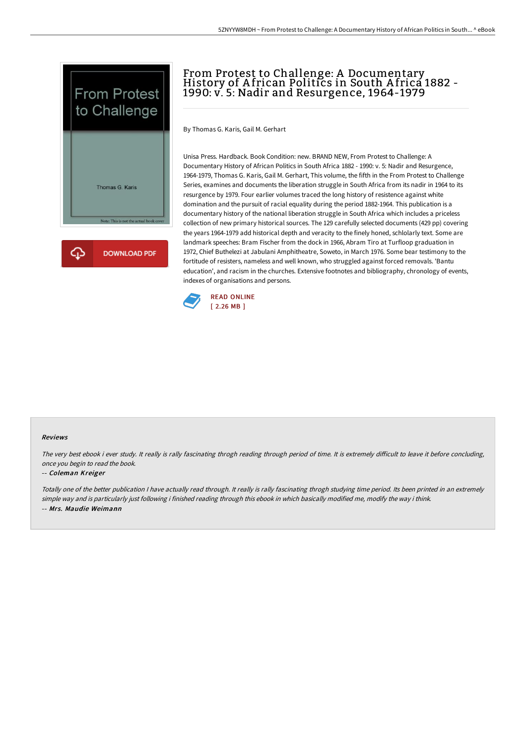# From Protest to Challenge: A Documentary History of African Politics in South Africa 1882 - 1990: v. 5: Nadir and Resurgence, 1964-1979

By Thomas G. Karis, Gail M. Gerhart

Unisa Press. Hardback. Book Condition: new. BRAND NEW, From Protest to Challenge: A Documentary History of African Politics in South Africa 1882 - 1990: v. 5: Nadir and Resurgence, 1964-1979, Thomas G. Karis, Gail M. Gerhart, This volume, the fifth in the From Protest to Challenge Series, examines and documents the liberation struggle in South Africa from its nadir in 1964 to its resurgence by 1979. Four earlier volumes traced the long history of resistence against white domination and the pursuit of racial equality during the period 1882-1964. This publication is a documentary history of the national liberation struggle in South Africa which includes a priceless collection of new primary historical sources. The 129 carefully selected documents (429 pp) covering the years 1964-1979 add historical depth and veracity to the finely honed, schlolarly text. Some are landmark speeches: Bram Fischer from the dock in 1966, Abram Tiro at Turfloop graduation in 1972, Chief Buthelezi at Jabulani Amphitheatre, Soweto, in March 1976. Some bear testimony to the fortitude of resisters, nameless and well known, who struggled against forced removals. 'Bantu education', and racism in the churches. Extensive footnotes and bibliography, chronology of events, indexes of organisations and persons.

READ ONLINE
[ 2.26 MB ]

### Reviews

*The very best ebook i ever study. It really is rally fascinating throgh reading through period of time. It is extremely difficult to leave it before concluding, once you begin to read the book.*

*-- Coleman Kreiger*

*Totally one of the better publication I have actually read through. It really is rally fascinating throgh studying time period. Its been printed in an extremely simple way and is particularly just following i finished reading through this ebook in which basically modified me, modify the way i think.*

*-- Mrs. Maudie Weimann*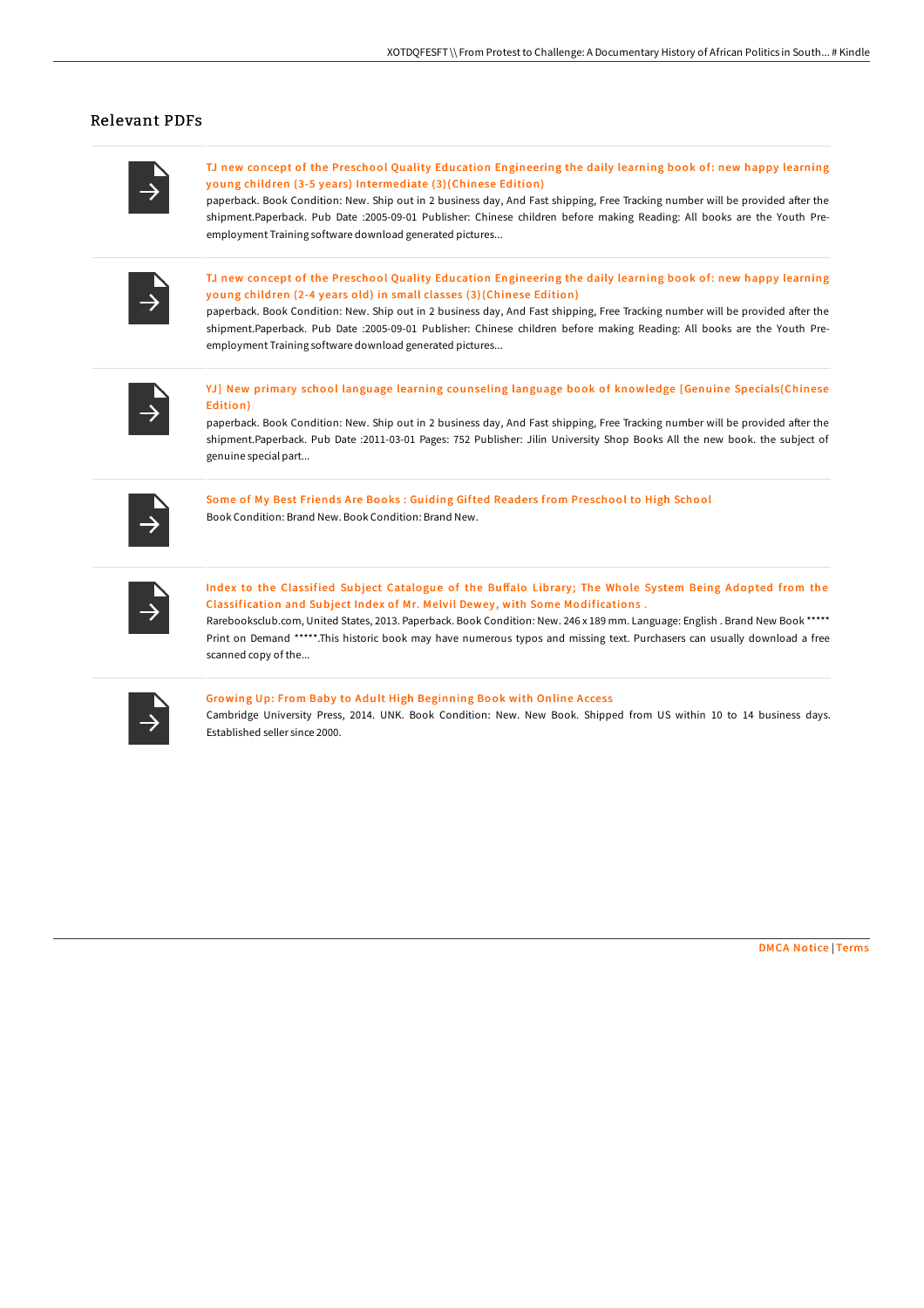## Relevant PDFs

**TJ new concept of the Preschool Quality Education Engineering the daily learning book of: new happy learning young children (3-5 years) Intermediate (3)(Chinese Edition)**

paperback. Book Condition: New. Ship out in 2 business day, And Fast shipping, Free Tracking number will be provided after the shipment.Paperback. Pub Date :2005-09-01 Publisher: Chinese children before making Reading: All books are the Youth Pre-employment Training software download generated pictures...

**TJ new concept of the Preschool Quality Education Engineering the daily learning book of: new happy learning young children (2-4 years old) in small classes (3)(Chinese Edition)**

paperback. Book Condition: New. Ship out in 2 business day, And Fast shipping, Free Tracking number will be provided after the shipment.Paperback. Pub Date :2005-09-01 Publisher: Chinese children before making Reading: All books are the Youth Pre-employment Training software download generated pictures...

**YJ] New primary school language learning counseling language book of knowledge [Genuine Specials(Chinese Edition)**

paperback. Book Condition: New. Ship out in 2 business day, And Fast shipping, Free Tracking number will be provided after the shipment.Paperback. Pub Date :2011-03-01 Pages: 752 Publisher: Jilin University Shop Books All the new book. the subject of genuine special part...

**Some of My Best Friends Are Books : Guiding Gifted Readers from Preschool to High School**

Book Condition: Brand New. Book Condition: Brand New.

**Index to the Classified Subject Catalogue of the Buffalo Library; The Whole System Being Adopted from the Classification and Subject Index of Mr. Melvil Dewey, with Some Modifications .**

Rarebooksclub.com, United States, 2013. Paperback. Book Condition: New. 246 x 189 mm. Language: English . Brand New Book ***** Print on Demand *****.This historic book may have numerous typos and missing text. Purchasers can usually download a free scanned copy of the...

**Growing Up: From Baby to Adult High Beginning Book with Online Access**

Cambridge University Press, 2014. UNK. Book Condition: New. New Book. Shipped from US within 10 to 14 business days. Established seller since 2000.